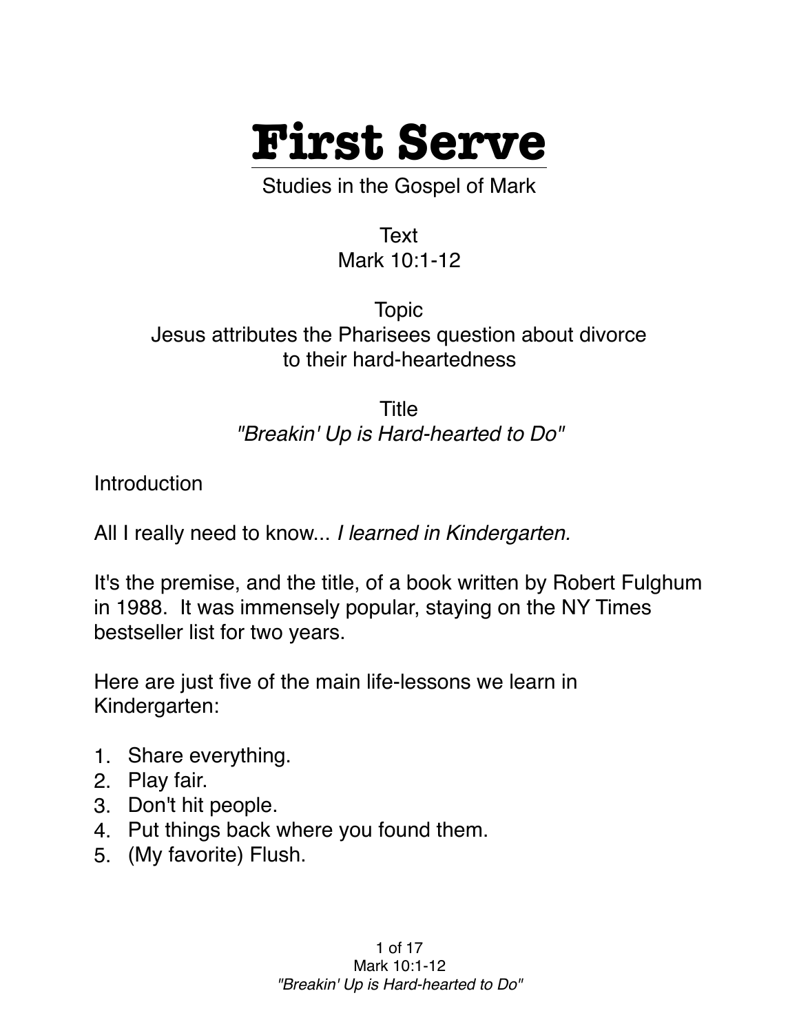# First Serve

Studies in the Gospel of Mark

Text
Mark 10:1-12

Topic
Jesus attributes the Pharisees question about divorce to their hard-heartedness

Title
*"Breakin' Up is Hard-hearted to Do"*

Introduction

All I really need to know... *I learned in Kindergarten.*

It's the premise, and the title, of a book written by Robert Fulghum in 1988. It was immensely popular, staying on the NY Times bestseller list for two years.

Here are just five of the main life-lessons we learn in Kindergarten:

1. Share everything.
2. Play fair.
3. Don't hit people.
4. Put things back where you found them.
5. (My favorite) Flush.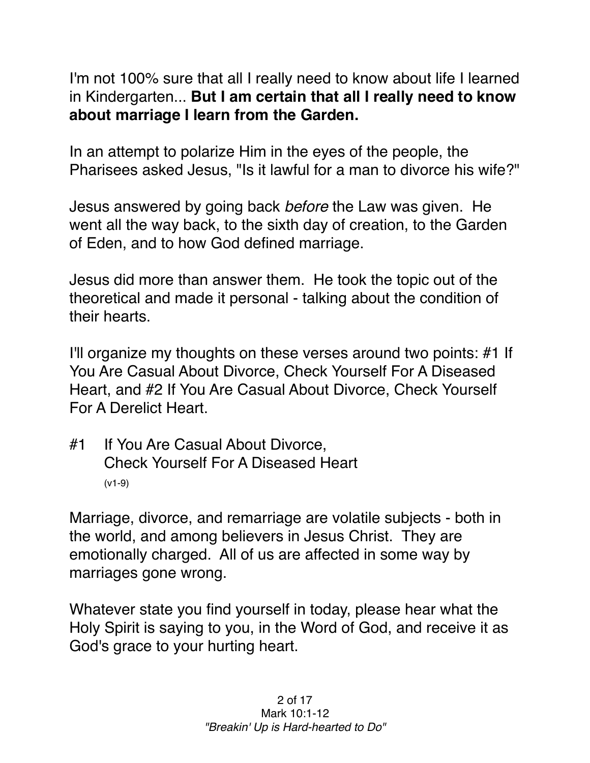I'm not 100% sure that all I really need to know about life I learned in Kindergarten... **But I am certain that all I really need to know about marriage I learn from the Garden.**

In an attempt to polarize Him in the eyes of the people, the Pharisees asked Jesus, "Is it lawful for a man to divorce his wife?"

Jesus answered by going back *before* the Law was given. He went all the way back, to the sixth day of creation, to the Garden of Eden, and to how God defined marriage.

Jesus did more than answer them. He took the topic out of the theoretical and made it personal - talking about the condition of their hearts.

I'll organize my thoughts on these verses around two points: #1 If You Are Casual About Divorce, Check Yourself For A Diseased Heart, and #2 If You Are Casual About Divorce, Check Yourself For A Derelict Heart.

#1 If You Are Casual About Divorce, Check Yourself For A Diseased Heart
(v1-9)

Marriage, divorce, and remarriage are volatile subjects - both in the world, and among believers in Jesus Christ. They are emotionally charged. All of us are affected in some way by marriages gone wrong.

Whatever state you find yourself in today, please hear what the Holy Spirit is saying to you, in the Word of God, and receive it as God's grace to your hurting heart.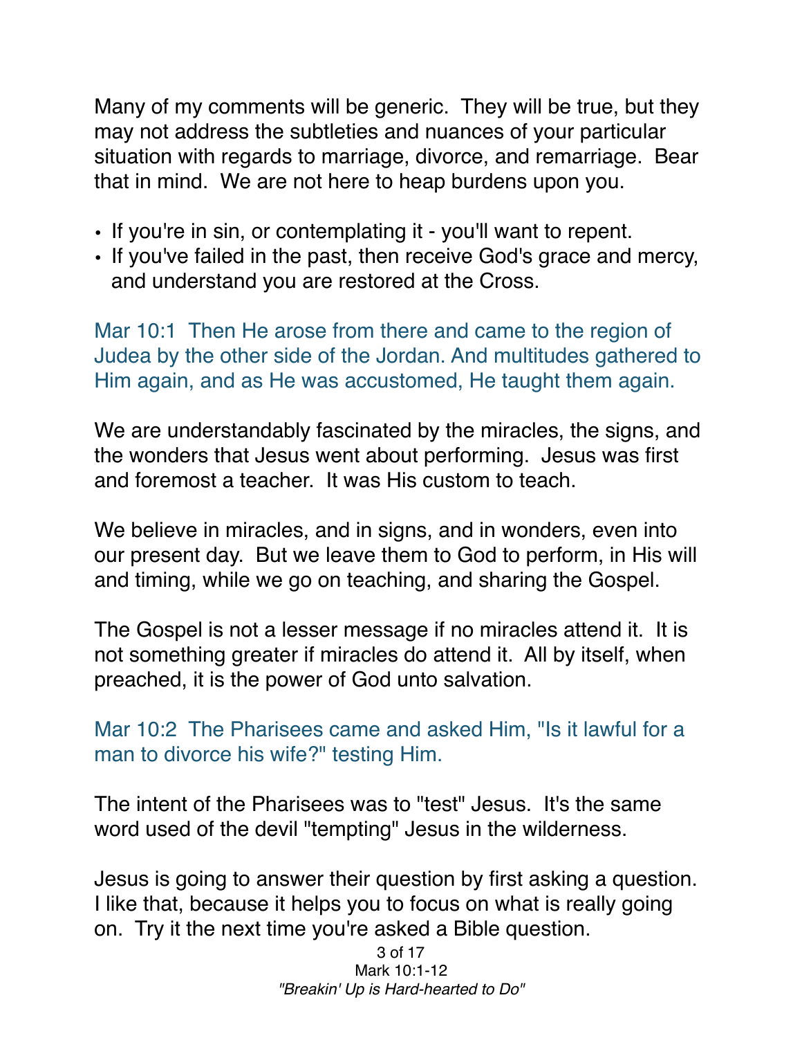Many of my comments will be generic. They will be true, but they may not address the subtleties and nuances of your particular situation with regards to marriage, divorce, and remarriage. Bear that in mind. We are not here to heap burdens upon you.

- If you're in sin, or contemplating it - you'll want to repent.
- If you've failed in the past, then receive God's grace and mercy, and understand you are restored at the Cross.

Mar 10:1 Then He arose from there and came to the region of Judea by the other side of the Jordan. And multitudes gathered to Him again, and as He was accustomed, He taught them again.

We are understandably fascinated by the miracles, the signs, and the wonders that Jesus went about performing. Jesus was first and foremost a teacher. It was His custom to teach.

We believe in miracles, and in signs, and in wonders, even into our present day. But we leave them to God to perform, in His will and timing, while we go on teaching, and sharing the Gospel.

The Gospel is not a lesser message if no miracles attend it. It is not something greater if miracles do attend it. All by itself, when preached, it is the power of God unto salvation.

Mar 10:2 The Pharisees came and asked Him, "Is it lawful for a man to divorce his wife?" testing Him.

The intent of the Pharisees was to "test" Jesus. It's the same word used of the devil "tempting" Jesus in the wilderness.

Jesus is going to answer their question by first asking a question. I like that, because it helps you to focus on what is really going on. Try it the next time you're asked a Bible question.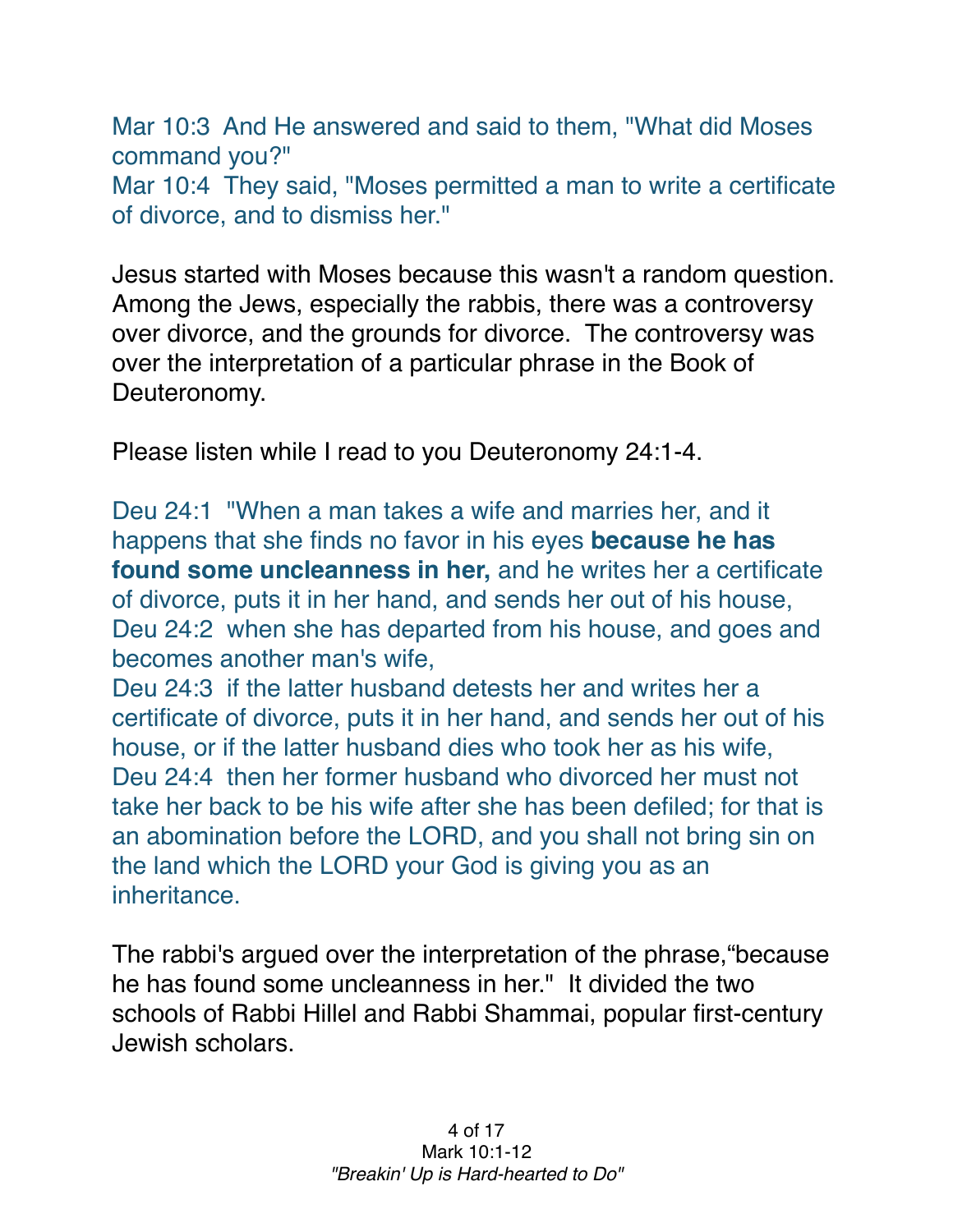Mar 10:3 And He answered and said to them, "What did Moses command you?"
Mar 10:4 They said, "Moses permitted a man to write a certificate of divorce, and to dismiss her."

Jesus started with Moses because this wasn't a random question. Among the Jews, especially the rabbis, there was a controversy over divorce, and the grounds for divorce. The controversy was over the interpretation of a particular phrase in the Book of Deuteronomy.

Please listen while I read to you Deuteronomy 24:1-4.

Deu 24:1 "When a man takes a wife and marries her, and it happens that she finds no favor in his eyes **because he has found some uncleanness in her,** and he writes her a certificate of divorce, puts it in her hand, and sends her out of his house,
Deu 24:2 when she has departed from his house, and goes and becomes another man's wife,
Deu 24:3 if the latter husband detests her and writes her a certificate of divorce, puts it in her hand, and sends her out of his house, or if the latter husband dies who took her as his wife,
Deu 24:4 then her former husband who divorced her must not take her back to be his wife after she has been defiled; for that is an abomination before the LORD, and you shall not bring sin on the land which the LORD your God is giving you as an inheritance.

The rabbi's argued over the interpretation of the phrase,“because he has found some uncleanness in her." It divided the two schools of Rabbi Hillel and Rabbi Shammai, popular first-century Jewish scholars.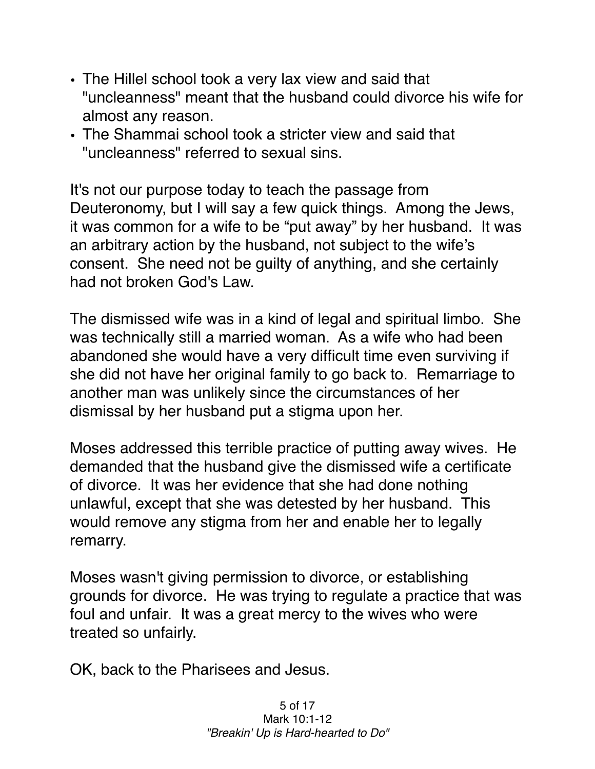- The Hillel school took a very lax view and said that "uncleanness" meant that the husband could divorce his wife for almost any reason.
- The Shammai school took a stricter view and said that "uncleanness" referred to sexual sins.

It's not our purpose today to teach the passage from Deuteronomy, but I will say a few quick things. Among the Jews, it was common for a wife to be "put away" by her husband. It was an arbitrary action by the husband, not subject to the wife's consent. She need not be guilty of anything, and she certainly had not broken God's Law.

The dismissed wife was in a kind of legal and spiritual limbo. She was technically still a married woman. As a wife who had been abandoned she would have a very difficult time even surviving if she did not have her original family to go back to. Remarriage to another man was unlikely since the circumstances of her dismissal by her husband put a stigma upon her.

Moses addressed this terrible practice of putting away wives. He demanded that the husband give the dismissed wife a certificate of divorce. It was her evidence that she had done nothing unlawful, except that she was detested by her husband. This would remove any stigma from her and enable her to legally remarry.

Moses wasn't giving permission to divorce, or establishing grounds for divorce. He was trying to regulate a practice that was foul and unfair. It was a great mercy to the wives who were treated so unfairly.

OK, back to the Pharisees and Jesus.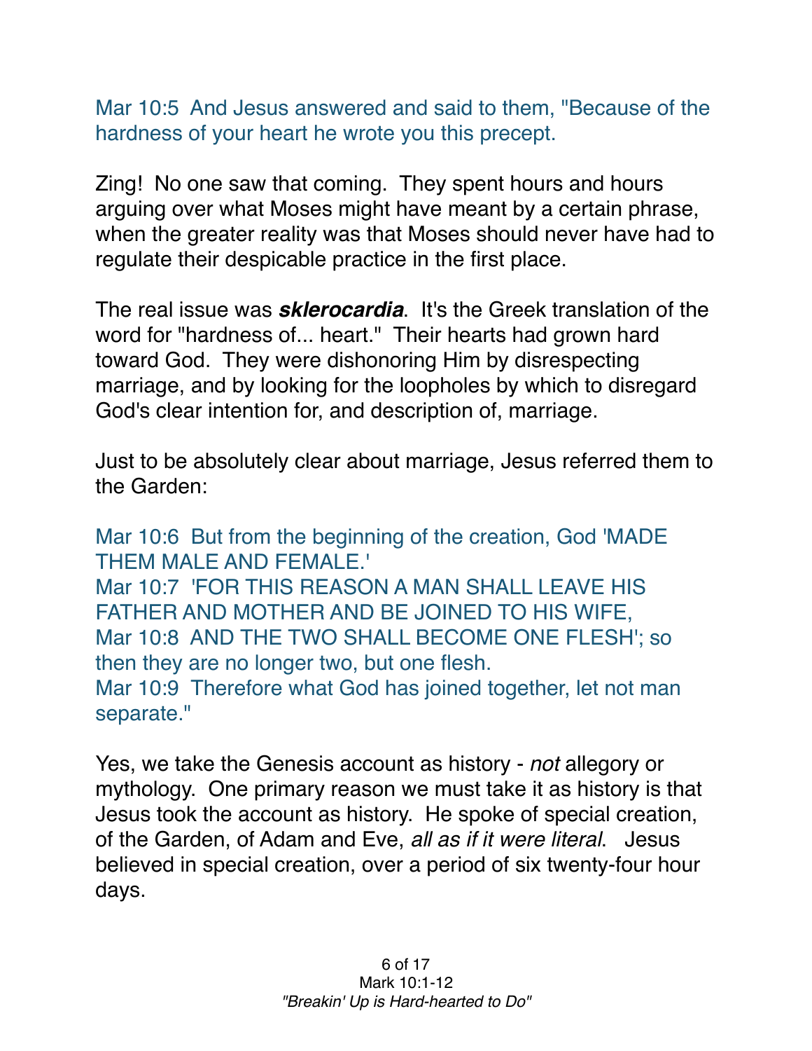Mar 10:5  And Jesus answered and said to them, "Because of the hardness of your heart he wrote you this precept.

Zing!  No one saw that coming.  They spent hours and hours arguing over what Moses might have meant by a certain phrase, when the greater reality was that Moses should never have had to regulate their despicable practice in the first place.

The real issue was ***sklerocardia***.  It's the Greek translation of the word for "hardness of... heart."  Their hearts had grown hard toward God.  They were dishonoring Him by disrespecting marriage, and by looking for the loopholes by which to disregard God's clear intention for, and description of, marriage.

Just to be absolutely clear about marriage, Jesus referred them to the Garden:

Mar 10:6  But from the beginning of the creation, God 'MADE THEM MALE AND FEMALE.'
Mar 10:7  'FOR THIS REASON A MAN SHALL LEAVE HIS FATHER AND MOTHER AND BE JOINED TO HIS WIFE,
Mar 10:8  AND THE TWO SHALL BECOME ONE FLESH'; so then they are no longer two, but one flesh.
Mar 10:9  Therefore what God has joined together, let not man separate."

Yes, we take the Genesis account as history - *not* allegory or mythology.  One primary reason we must take it as history is that Jesus took the account as history.  He spoke of special creation, of the Garden, of Adam and Eve, *all as if it were literal*.  Jesus believed in special creation, over a period of six twenty-four hour days.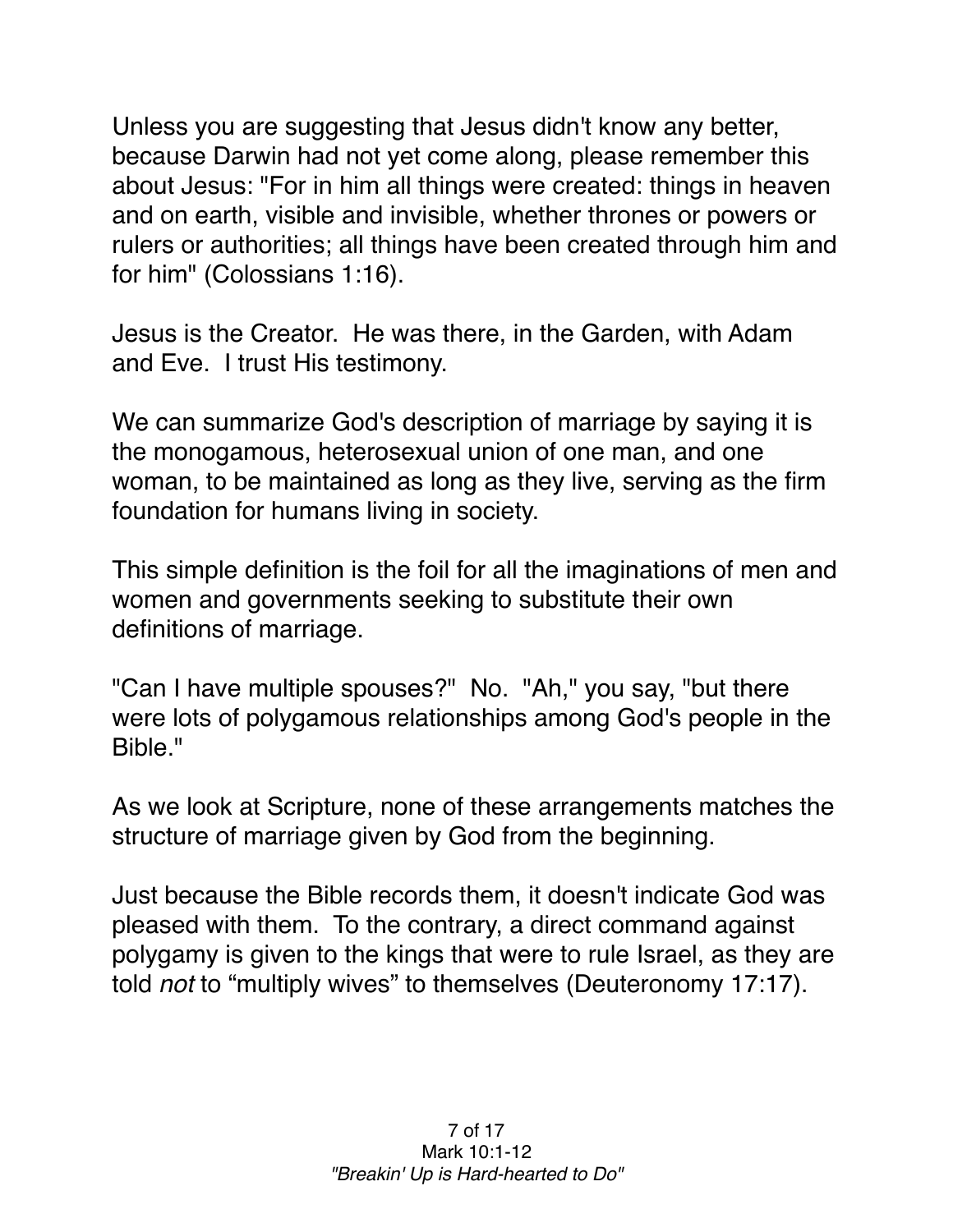Unless you are suggesting that Jesus didn't know any better, because Darwin had not yet come along, please remember this about Jesus: "For in him all things were created: things in heaven and on earth, visible and invisible, whether thrones or powers or rulers or authorities; all things have been created through him and for him" (Colossians 1:16).

Jesus is the Creator. He was there, in the Garden, with Adam and Eve. I trust His testimony.

We can summarize God's description of marriage by saying it is the monogamous, heterosexual union of one man, and one woman, to be maintained as long as they live, serving as the firm foundation for humans living in society.

This simple definition is the foil for all the imaginations of men and women and governments seeking to substitute their own definitions of marriage.

"Can I have multiple spouses?" No. "Ah," you say, "but there were lots of polygamous relationships among God's people in the Bible."

As we look at Scripture, none of these arrangements matches the structure of marriage given by God from the beginning.

Just because the Bible records them, it doesn't indicate God was pleased with them. To the contrary, a direct command against polygamy is given to the kings that were to rule Israel, as they are told *not* to "multiply wives" to themselves (Deuteronomy 17:17).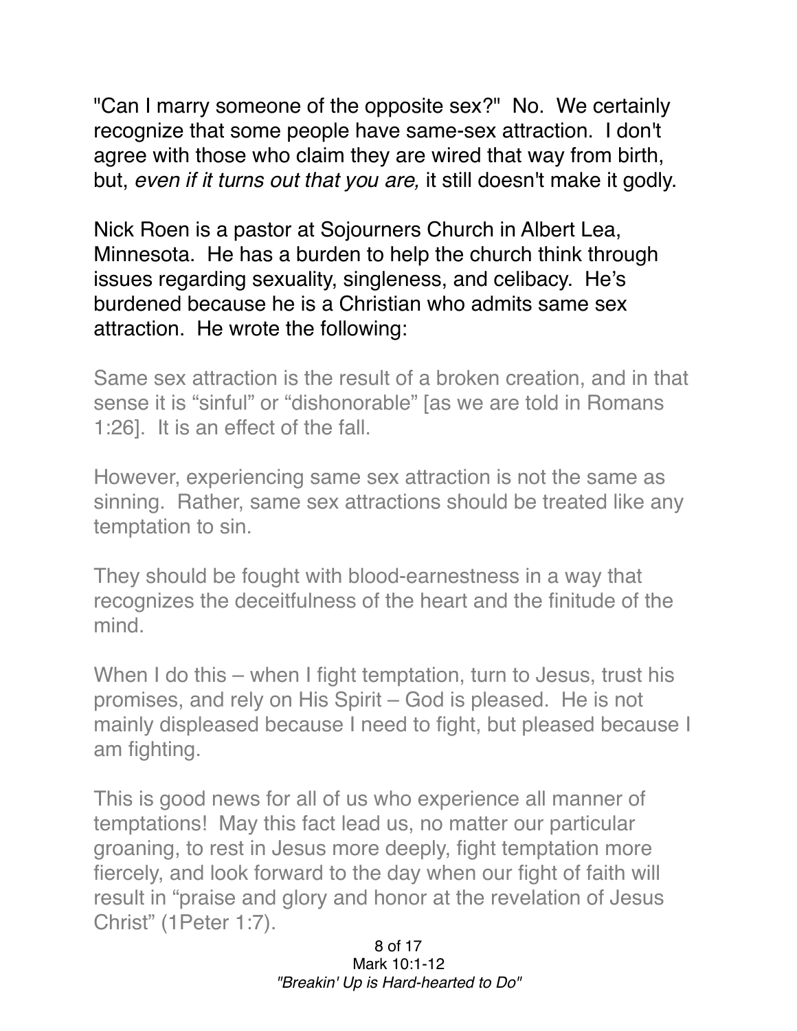"Can I marry someone of the opposite sex?" No. We certainly recognize that some people have same-sex attraction. I don't agree with those who claim they are wired that way from birth, but, *even if it turns out that you are,* it still doesn't make it godly.

Nick Roen is a pastor at Sojourners Church in Albert Lea, Minnesota. He has a burden to help the church think through issues regarding sexuality, singleness, and celibacy. He's burdened because he is a Christian who admits same sex attraction. He wrote the following:

> Same sex attraction is the result of a broken creation, and in that sense it is "sinful" or "dishonorable" [as we are told in Romans 1:26]. It is an effect of the fall.
>
> However, experiencing same sex attraction is not the same as sinning. Rather, same sex attractions should be treated like any temptation to sin.
>
> They should be fought with blood-earnestness in a way that recognizes the deceitfulness of the heart and the finitude of the mind.
>
> When I do this – when I fight temptation, turn to Jesus, trust his promises, and rely on His Spirit – God is pleased. He is not mainly displeased because I need to fight, but pleased because I am fighting.
>
> This is good news for all of us who experience all manner of temptations! May this fact lead us, no matter our particular groaning, to rest in Jesus more deeply, fight temptation more fiercely, and look forward to the day when our fight of faith will result in "praise and glory and honor at the revelation of Jesus Christ" (1Peter 1:7).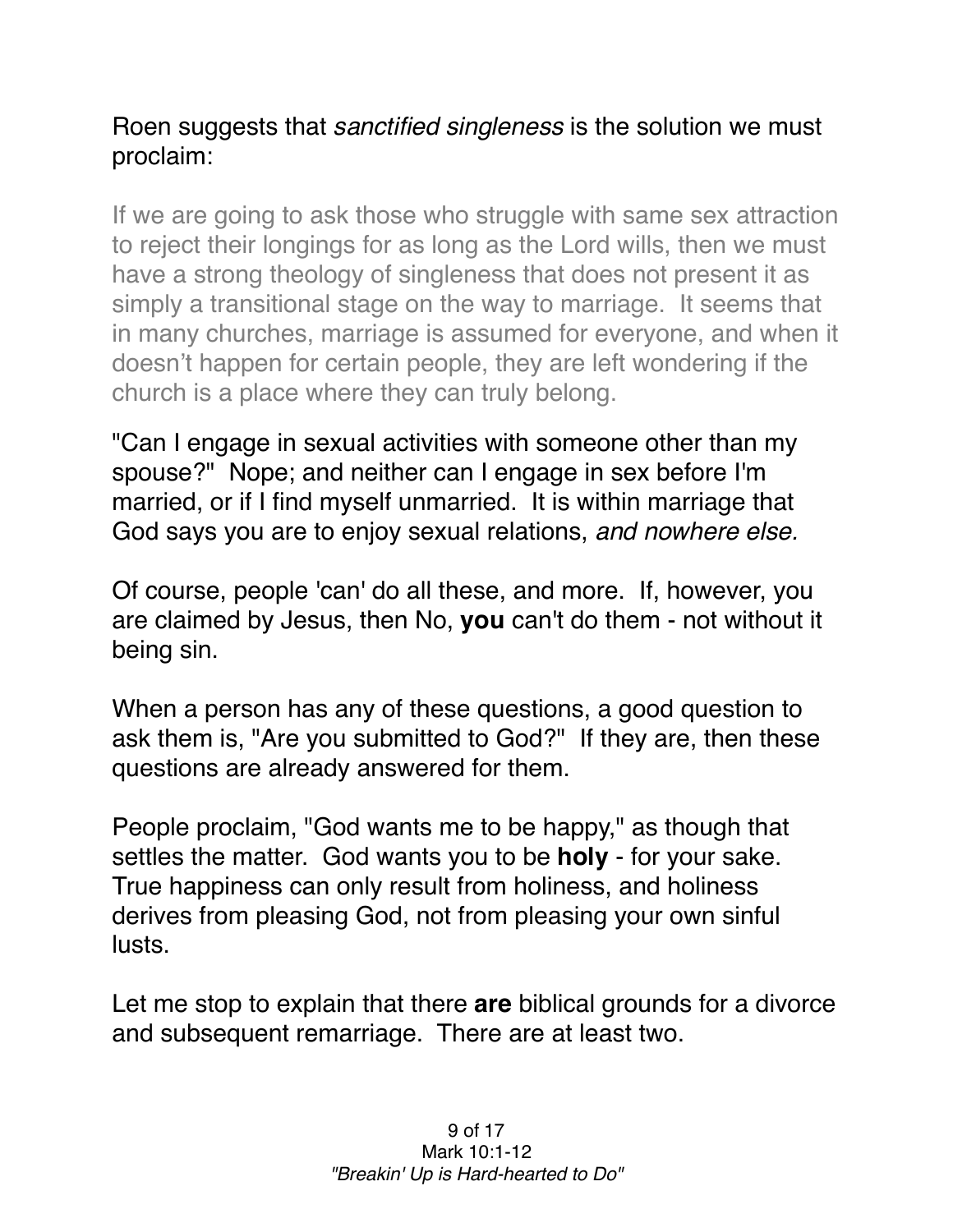Roen suggests that *sanctified singleness* is the solution we must proclaim:

> If we are going to ask those who struggle with same sex attraction to reject their longings for as long as the Lord wills, then we must have a strong theology of singleness that does not present it as simply a transitional stage on the way to marriage. It seems that in many churches, marriage is assumed for everyone, and when it doesn't happen for certain people, they are left wondering if the church is a place where they can truly belong.

"Can I engage in sexual activities with someone other than my spouse?" Nope; and neither can I engage in sex before I'm married, or if I find myself unmarried. It is within marriage that God says you are to enjoy sexual relations, *and nowhere else.*

Of course, people 'can' do all these, and more. If, however, you are claimed by Jesus, then No, **you** can't do them - not without it being sin.

When a person has any of these questions, a good question to ask them is, "Are you submitted to God?" If they are, then these questions are already answered for them.

People proclaim, "God wants me to be happy," as though that settles the matter. God wants you to be **holy** - for your sake. True happiness can only result from holiness, and holiness derives from pleasing God, not from pleasing your own sinful lusts.

Let me stop to explain that there **are** biblical grounds for a divorce and subsequent remarriage. There are at least two.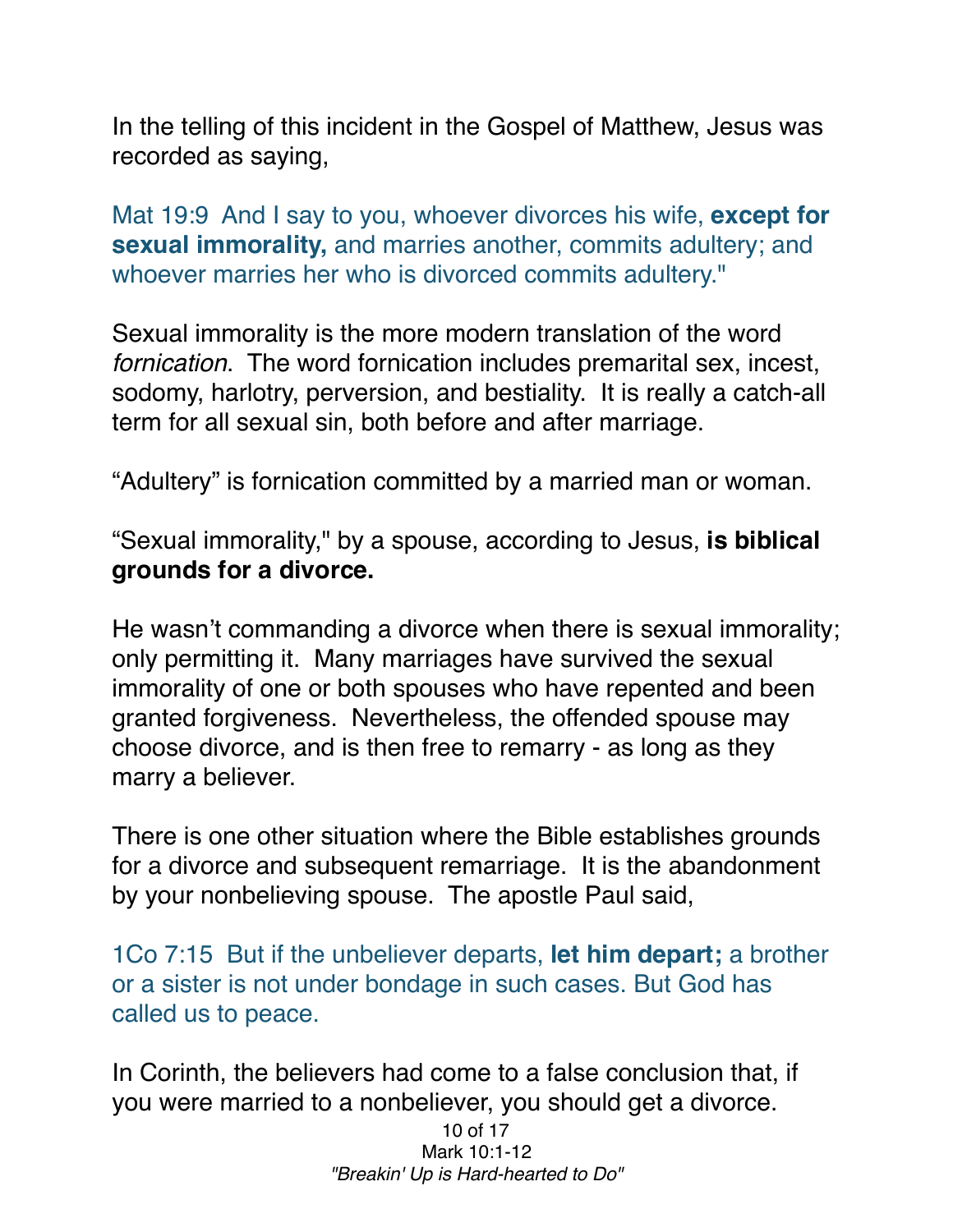In the telling of this incident in the Gospel of Matthew, Jesus was recorded as saying,

Mat 19:9 And I say to you, whoever divorces his wife, **except for sexual immorality,** and marries another, commits adultery; and whoever marries her who is divorced commits adultery."

Sexual immorality is the more modern translation of the word *fornication*. The word fornication includes premarital sex, incest, sodomy, harlotry, perversion, and bestiality. It is really a catch-all term for all sexual sin, both before and after marriage.

“Adultery” is fornication committed by a married man or woman.

“Sexual immorality," by a spouse, according to Jesus, **is biblical grounds for a divorce.**

He wasn’t commanding a divorce when there is sexual immorality; only permitting it. Many marriages have survived the sexual immorality of one or both spouses who have repented and been granted forgiveness. Nevertheless, the offended spouse may choose divorce, and is then free to remarry - as long as they marry a believer.

There is one other situation where the Bible establishes grounds for a divorce and subsequent remarriage. It is the abandonment by your nonbelieving spouse. The apostle Paul said,

1Co 7:15 But if the unbeliever departs, **let him depart;** a brother or a sister is not under bondage in such cases. But God has called us to peace.

In Corinth, the believers had come to a false conclusion that, if you were married to a nonbeliever, you should get a divorce.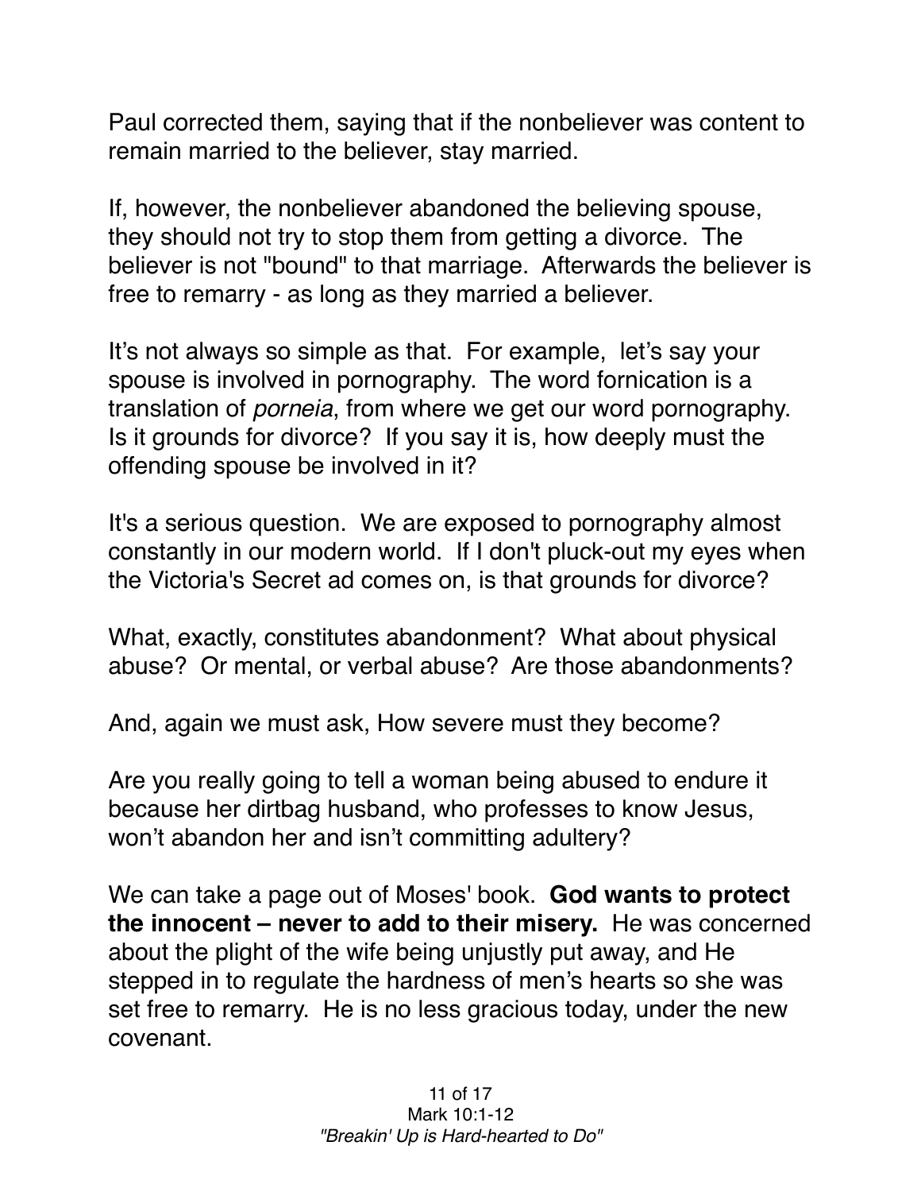Paul corrected them, saying that if the nonbeliever was content to remain married to the believer, stay married.

If, however, the nonbeliever abandoned the believing spouse, they should not try to stop them from getting a divorce. The believer is not "bound" to that marriage. Afterwards the believer is free to remarry - as long as they married a believer.

It's not always so simple as that. For example, let's say your spouse is involved in pornography. The word fornication is a translation of *porneia*, from where we get our word pornography. Is it grounds for divorce? If you say it is, how deeply must the offending spouse be involved in it?

It's a serious question. We are exposed to pornography almost constantly in our modern world. If I don't pluck-out my eyes when the Victoria's Secret ad comes on, is that grounds for divorce?

What, exactly, constitutes abandonment? What about physical abuse? Or mental, or verbal abuse? Are those abandonments?

And, again we must ask, How severe must they become?

Are you really going to tell a woman being abused to endure it because her dirtbag husband, who professes to know Jesus, won't abandon her and isn't committing adultery?

We can take a page out of Moses' book. **God wants to protect the innocent – never to add to their misery.** He was concerned about the plight of the wife being unjustly put away, and He stepped in to regulate the hardness of men's hearts so she was set free to remarry. He is no less gracious today, under the new covenant.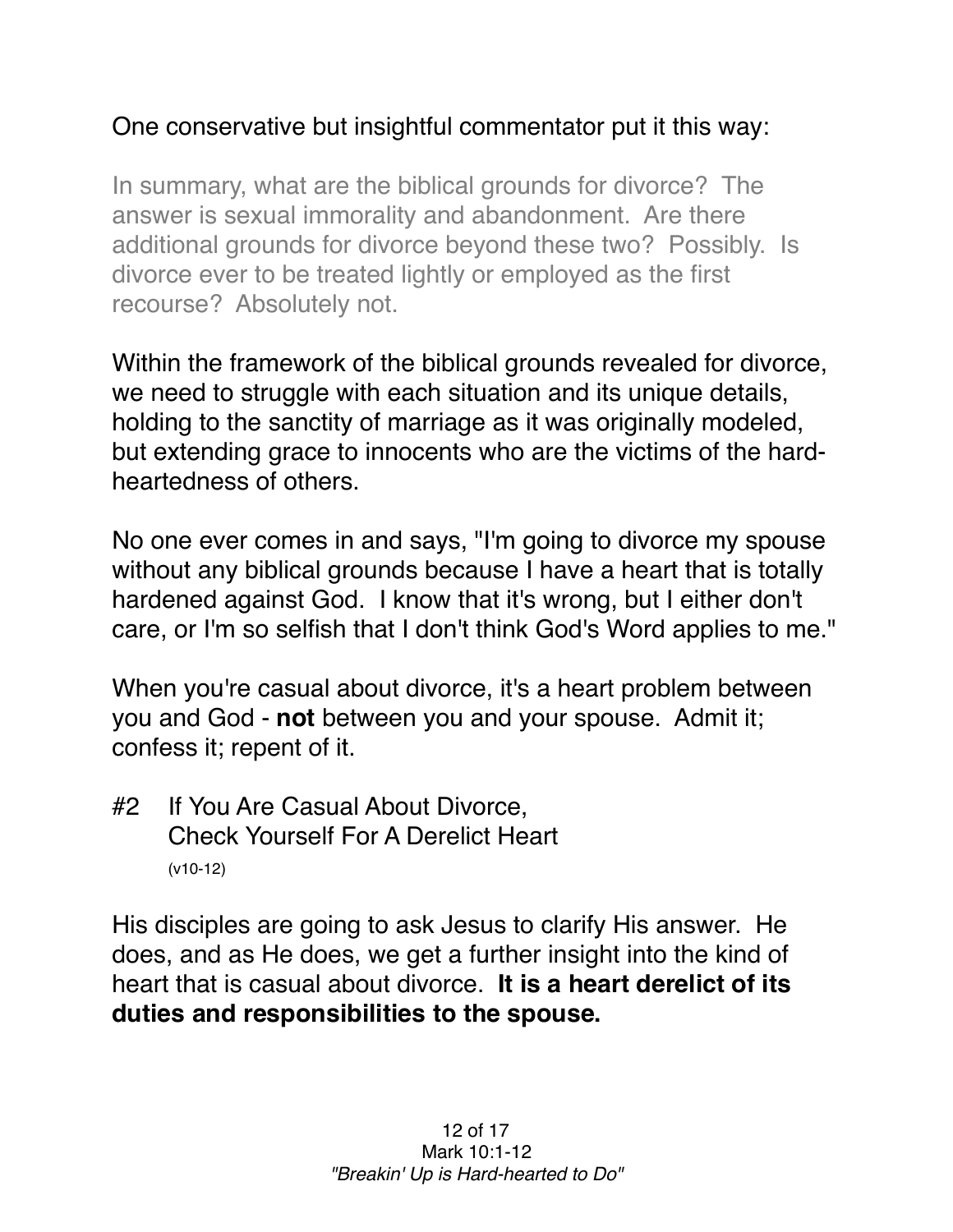One conservative but insightful commentator put it this way:

> In summary, what are the biblical grounds for divorce? The answer is sexual immorality and abandonment. Are there additional grounds for divorce beyond these two? Possibly. Is divorce ever to be treated lightly or employed as the first recourse? Absolutely not.

Within the framework of the biblical grounds revealed for divorce, we need to struggle with each situation and its unique details, holding to the sanctity of marriage as it was originally modeled, but extending grace to innocents who are the victims of the hard-heartedness of others.

No one ever comes in and says, "I'm going to divorce my spouse without any biblical grounds because I have a heart that is totally hardened against God. I know that it's wrong, but I either don't care, or I'm so selfish that I don't think God's Word applies to me."

When you're casual about divorce, it's a heart problem between you and God - **not** between you and your spouse. Admit it; confess it; repent of it.

#2 If You Are Casual About Divorce, Check Yourself For A Derelict Heart
(v10-12)

His disciples are going to ask Jesus to clarify His answer. He does, and as He does, we get a further insight into the kind of heart that is casual about divorce. **It is a heart derelict of its duties and responsibilities to the spouse.**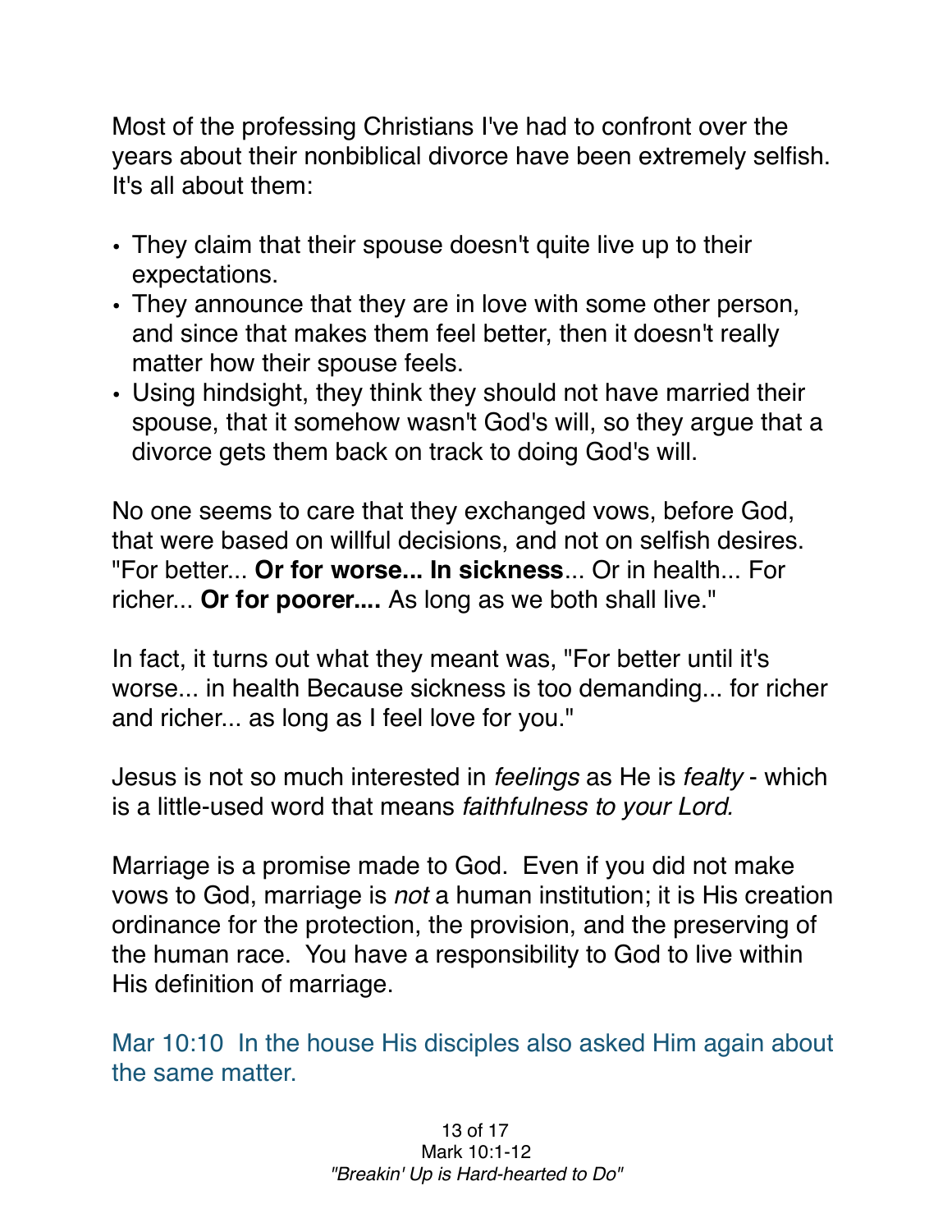Most of the professing Christians I've had to confront over the years about their nonbiblical divorce have been extremely selfish. It's all about them:

- They claim that their spouse doesn't quite live up to their expectations.
- They announce that they are in love with some other person, and since that makes them feel better, then it doesn't really matter how their spouse feels.
- Using hindsight, they think they should not have married their spouse, that it somehow wasn't God's will, so they argue that a divorce gets them back on track to doing God's will.

No one seems to care that they exchanged vows, before God, that were based on willful decisions, and not on selfish desires. "For better... **Or for worse... In sickness**... Or in health... For richer... **Or for poorer....** As long as we both shall live."

In fact, it turns out what they meant was, "For better until it's worse... in health Because sickness is too demanding... for richer and richer... as long as I feel love for you."

Jesus is not so much interested in *feelings* as He is *fealty* - which is a little-used word that means *faithfulness to your Lord.*

Marriage is a promise made to God. Even if you did not make vows to God, marriage is *not* a human institution; it is His creation ordinance for the protection, the provision, and the preserving of the human race. You have a responsibility to God to live within His definition of marriage.

Mar 10:10 In the house His disciples also asked Him again about the same matter.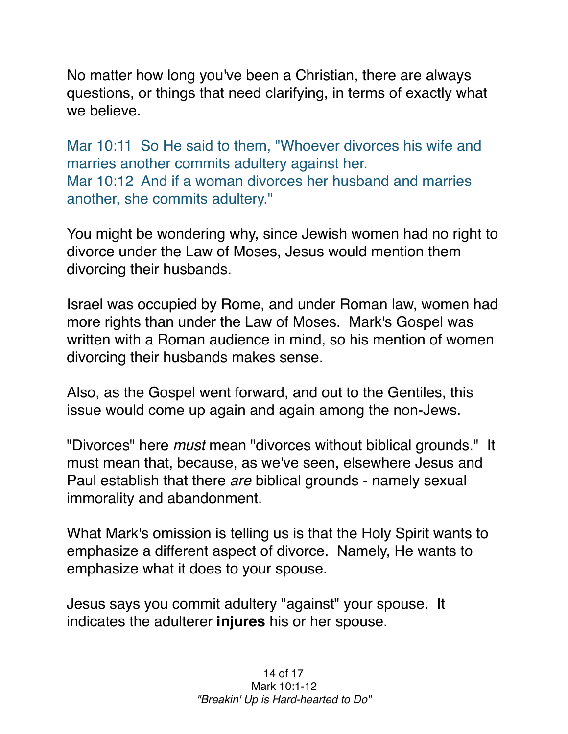No matter how long you've been a Christian, there are always questions, or things that need clarifying, in terms of exactly what we believe.

Mar 10:11 So He said to them, "Whoever divorces his wife and marries another commits adultery against her.
Mar 10:12 And if a woman divorces her husband and marries another, she commits adultery."

You might be wondering why, since Jewish women had no right to divorce under the Law of Moses, Jesus would mention them divorcing their husbands.

Israel was occupied by Rome, and under Roman law, women had more rights than under the Law of Moses. Mark's Gospel was written with a Roman audience in mind, so his mention of women divorcing their husbands makes sense.

Also, as the Gospel went forward, and out to the Gentiles, this issue would come up again and again among the non-Jews.

"Divorces" here *must* mean "divorces without biblical grounds." It must mean that, because, as we've seen, elsewhere Jesus and Paul establish that there *are* biblical grounds - namely sexual immorality and abandonment.

What Mark's omission is telling us is that the Holy Spirit wants to emphasize a different aspect of divorce. Namely, He wants to emphasize what it does to your spouse.

Jesus says you commit adultery "against" your spouse. It indicates the adulterer **injures** his or her spouse.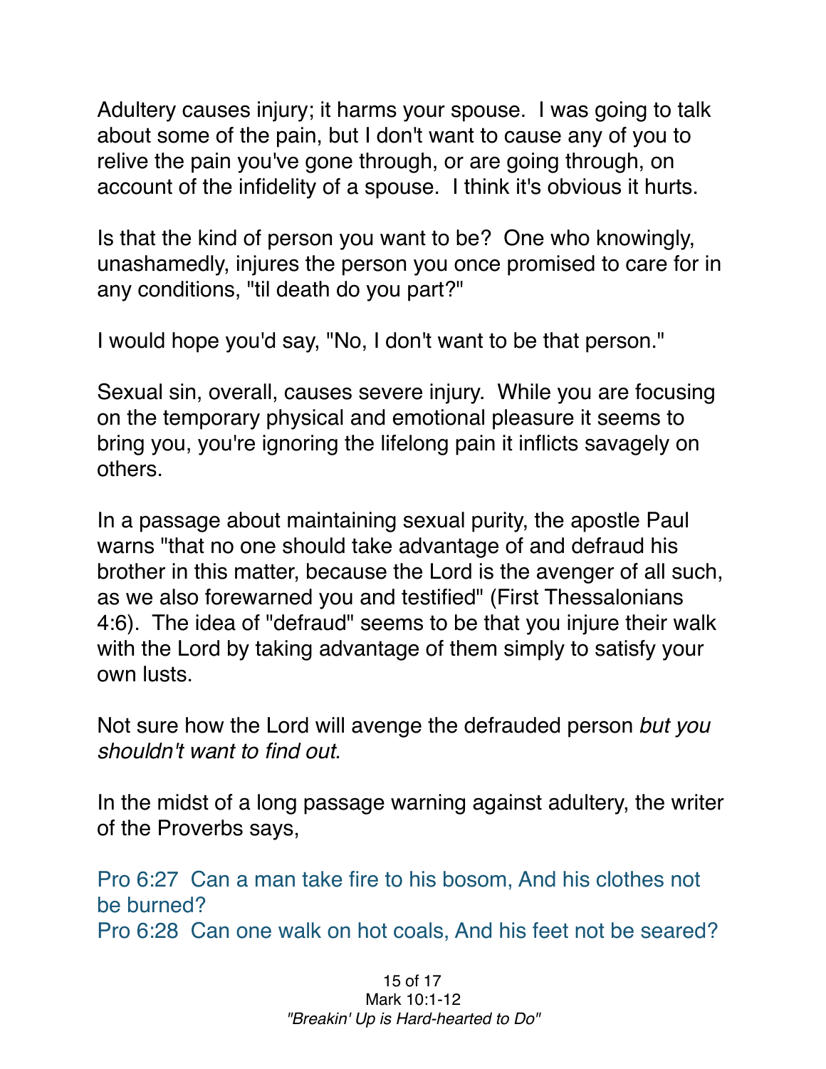Adultery causes injury; it harms your spouse. I was going to talk about some of the pain, but I don't want to cause any of you to relive the pain you've gone through, or are going through, on account of the infidelity of a spouse. I think it's obvious it hurts.

Is that the kind of person you want to be? One who knowingly, unashamedly, injures the person you once promised to care for in any conditions, "til death do you part?"

I would hope you'd say, "No, I don't want to be that person."

Sexual sin, overall, causes severe injury. While you are focusing on the temporary physical and emotional pleasure it seems to bring you, you're ignoring the lifelong pain it inflicts savagely on others.

In a passage about maintaining sexual purity, the apostle Paul warns "that no one should take advantage of and defraud his brother in this matter, because the Lord is the avenger of all such, as we also forewarned you and testified" (First Thessalonians 4:6). The idea of "defraud" seems to be that you injure their walk with the Lord by taking advantage of them simply to satisfy your own lusts.

Not sure how the Lord will avenge the defrauded person *but you shouldn't want to find out.*

In the midst of a long passage warning against adultery, the writer of the Proverbs says,

Pro 6:27 Can a man take fire to his bosom, And his clothes not be burned?
Pro 6:28 Can one walk on hot coals, And his feet not be seared?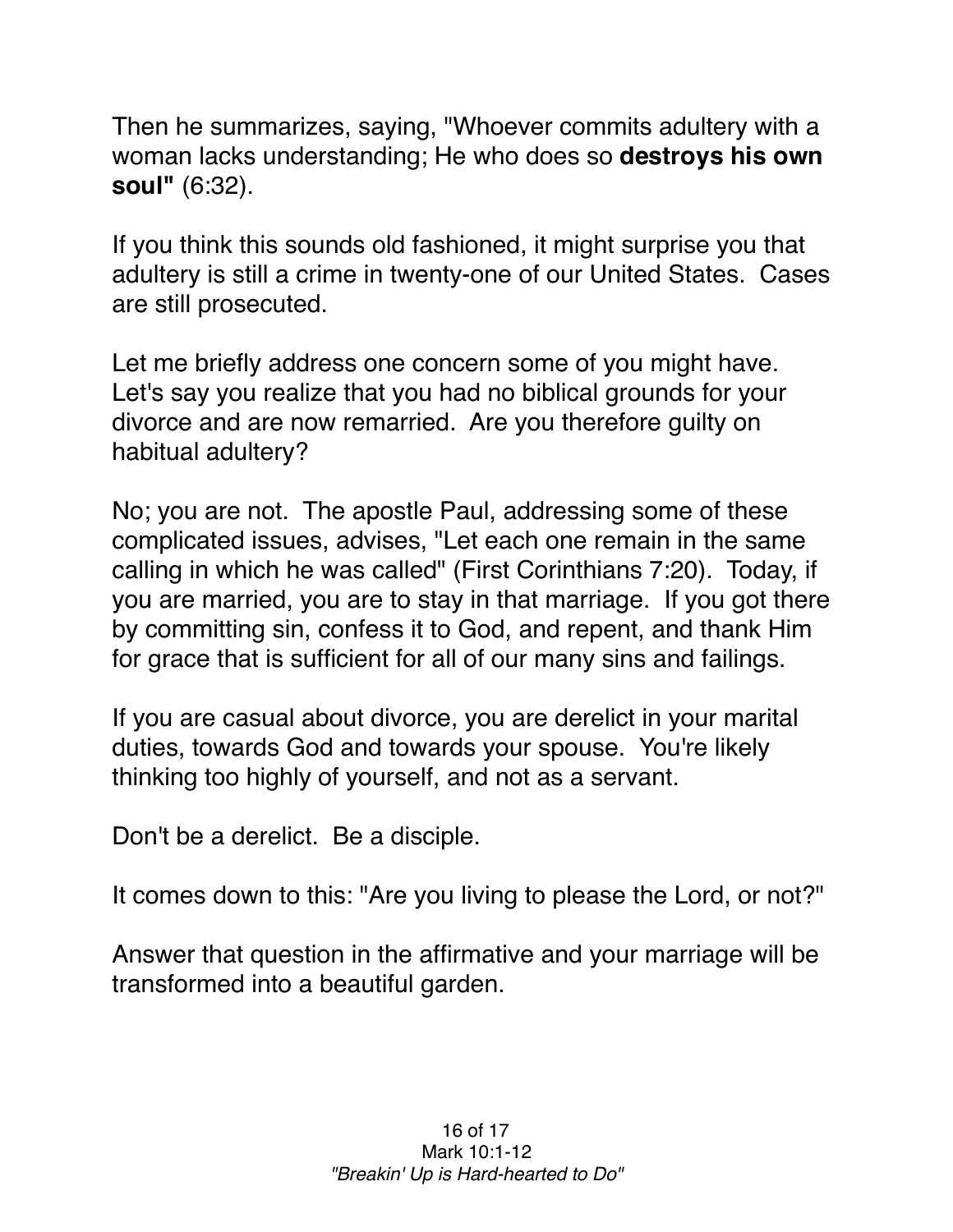Then he summarizes, saying, "Whoever commits adultery with a woman lacks understanding; He who does so **destroys his own soul"** (6:32).

If you think this sounds old fashioned, it might surprise you that adultery is still a crime in twenty-one of our United States. Cases are still prosecuted.

Let me briefly address one concern some of you might have. Let's say you realize that you had no biblical grounds for your divorce and are now remarried. Are you therefore guilty on habitual adultery?

No; you are not. The apostle Paul, addressing some of these complicated issues, advises, "Let each one remain in the same calling in which he was called" (First Corinthians 7:20). Today, if you are married, you are to stay in that marriage. If you got there by committing sin, confess it to God, and repent, and thank Him for grace that is sufficient for all of our many sins and failings.

If you are casual about divorce, you are derelict in your marital duties, towards God and towards your spouse. You're likely thinking too highly of yourself, and not as a servant.

Don't be a derelict. Be a disciple.

It comes down to this: "Are you living to please the Lord, or not?"

Answer that question in the affirmative and your marriage will be transformed into a beautiful garden.